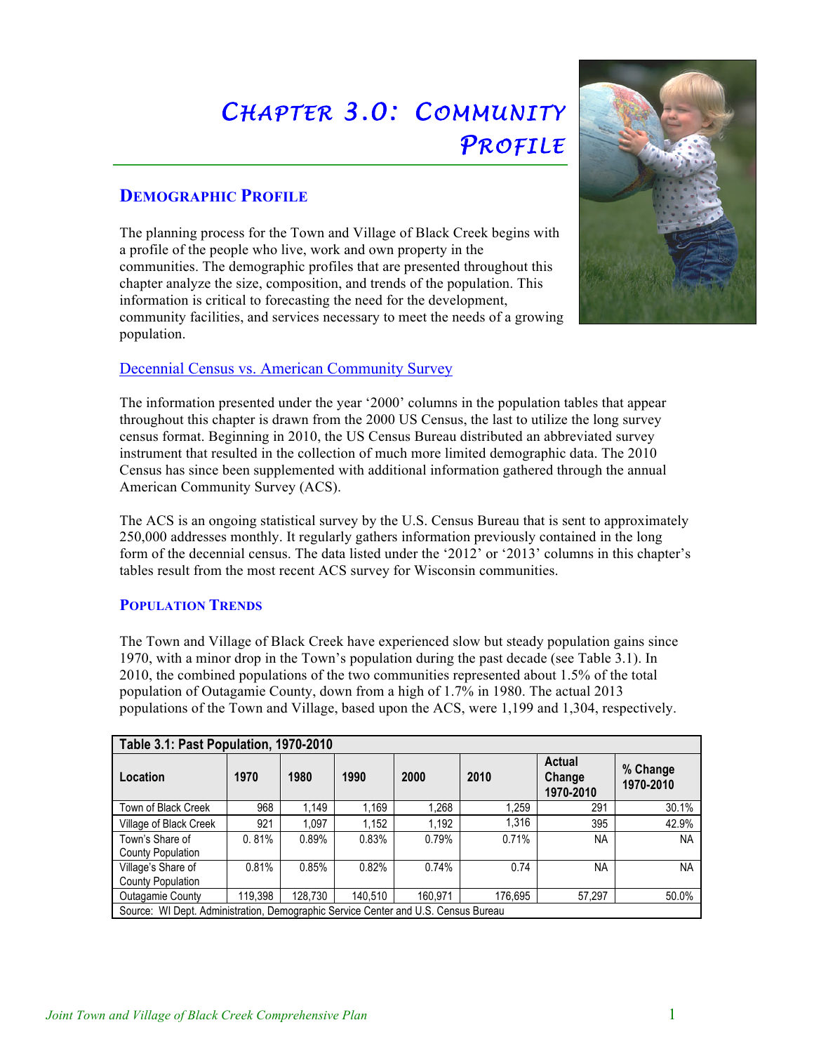# Chapter 3.0: Community Profile

## Demographic Profile

The planning process for the Town and Village of Black Creek begins with a profile of the people who live, work and own property in the communities. The demographic profiles that are presented throughout this chapter analyze the size, composition, and trends of the population. This information is critical to forecasting the need for the development, community facilities, and services necessary to meet the needs of a growing population.

### Decennial Census vs. American Community Survey

The information presented under the year '2000' columns in the population tables that appear throughout this chapter is drawn from the 2000 US Census, the last to utilize the long survey census format. Beginning in 2010, the US Census Bureau distributed an abbreviated survey instrument that resulted in the collection of much more limited demographic data. The 2010 Census has since been supplemented with additional information gathered through the annual American Community Survey (ACS).

The ACS is an ongoing statistical survey by the U.S. Census Bureau that is sent to approximately 250,000 addresses monthly. It regularly gathers information previously contained in the long form of the decennial census. The data listed under the '2012' or '2013' columns in this chapter's tables result from the most recent ACS survey for Wisconsin communities.

## Population Trends

The Town and Village of Black Creek have experienced slow but steady population gains since 1970, with a minor drop in the Town's population during the past decade (see Table 3.1). In 2010, the combined populations of the two communities represented about 1.5% of the total population of Outagamie County, down from a high of 1.7% in 1980. The actual 2013 populations of the Town and Village, based upon the ACS, were 1,199 and 1,304, respectively.

**Table 3.1: Past Population, 1970-2010**

| Location | 1970 | 1980 | 1990 | 2000 | 2010 | Actual Change 1970-2010 | % Change 1970-2010 |
|---|---|---|---|---|---|---|---|
| Town of Black Creek | 968 | 1,149 | 1,169 | 1,268 | 1,259 | 291 | 30.1% |
| Village of Black Creek | 921 | 1,097 | 1,152 | 1,192 | 1,316 | 395 | 42.9% |
| Town's Share of County Population | 0. 81% | 0.89% | 0.83% | 0.79% | 0.71% | NA | NA |
| Village's Share of County Population | 0.81% | 0.85% | 0.82% | 0.74% | 0.74 | NA | NA |
| Outagamie County | 119,398 | 128,730 | 140,510 | 160,971 | 176,695 | 57,297 | 50.0% |

Source: WI Dept. Administration, Demographic Service Center and U.S. Census Bureau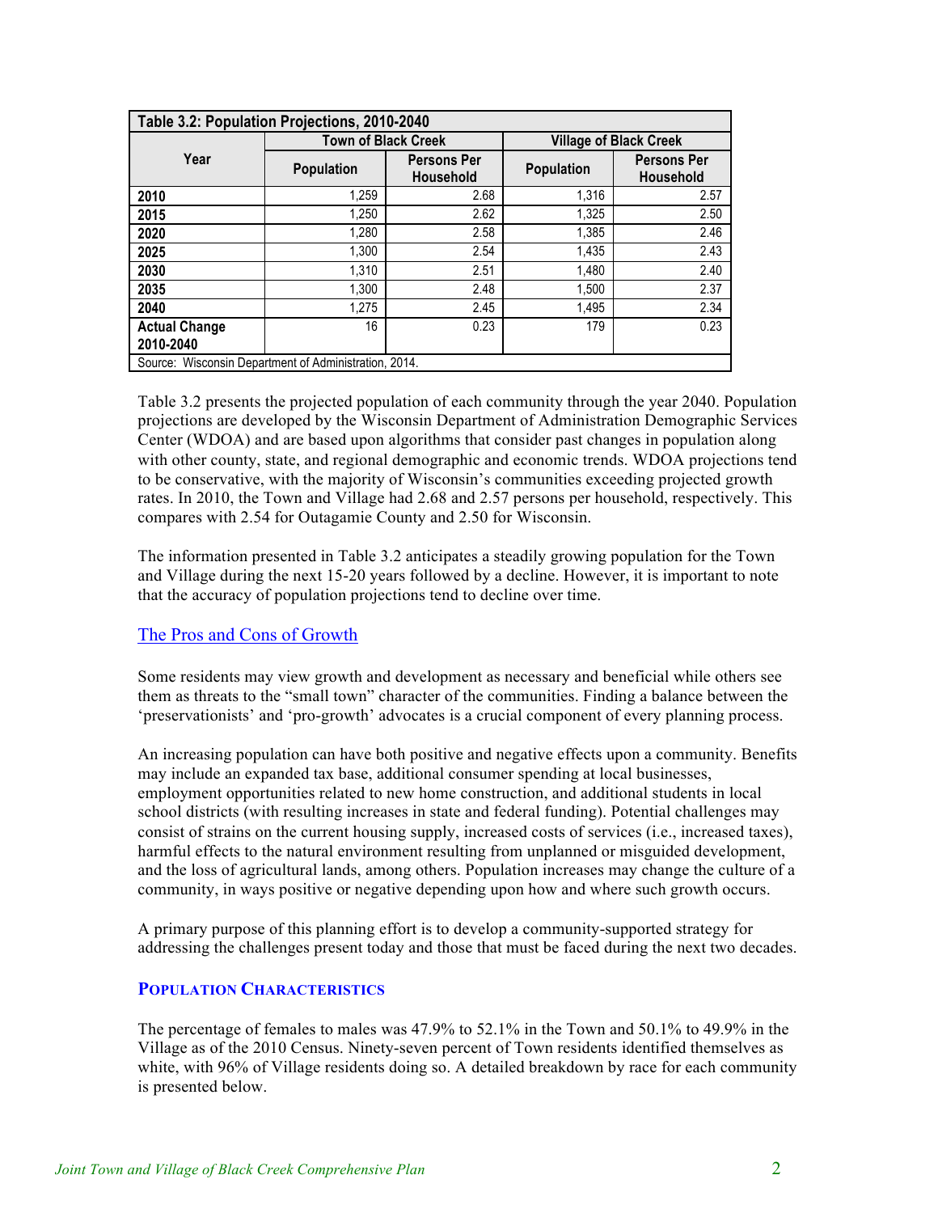| Table 3.2: Population Projections, 2010-2040 | | | | |
|---|---|---|---|---|
| Year | Town of Black Creek | | Village of Black Creek | |
| | Population | Persons Per Household | Population | Persons Per Household |
| **2010** | 1,259 | 2.68 | 1,316 | 2.57 |
| **2015** | 1,250 | 2.62 | 1,325 | 2.50 |
| **2020** | 1,280 | 2.58 | 1,385 | 2.46 |
| **2025** | 1,300 | 2.54 | 1,435 | 2.43 |
| **2030** | 1,310 | 2.51 | 1,480 | 2.40 |
| **2035** | 1,300 | 2.48 | 1,500 | 2.37 |
| **2040** | 1,275 | 2.45 | 1,495 | 2.34 |
| **Actual Change 2010-2040** | 16 | 0.23 | 179 | 0.23 |
| Source: Wisconsin Department of Administration, 2014. | | | | |

Table 3.2 presents the projected population of each community through the year 2040. Population projections are developed by the Wisconsin Department of Administration Demographic Services Center (WDOA) and are based upon algorithms that consider past changes in population along with other county, state, and regional demographic and economic trends. WDOA projections tend to be conservative, with the majority of Wisconsin's communities exceeding projected growth rates. In 2010, the Town and Village had 2.68 and 2.57 persons per household, respectively. This compares with 2.54 for Outagamie County and 2.50 for Wisconsin.

The information presented in Table 3.2 anticipates a steadily growing population for the Town and Village during the next 15-20 years followed by a decline. However, it is important to note that the accuracy of population projections tend to decline over time.

### The Pros and Cons of Growth

Some residents may view growth and development as necessary and beneficial while others see them as threats to the "small town" character of the communities. Finding a balance between the 'preservationists' and 'pro-growth' advocates is a crucial component of every planning process.

An increasing population can have both positive and negative effects upon a community. Benefits may include an expanded tax base, additional consumer spending at local businesses, employment opportunities related to new home construction, and additional students in local school districts (with resulting increases in state and federal funding). Potential challenges may consist of strains on the current housing supply, increased costs of services (i.e., increased taxes), harmful effects to the natural environment resulting from unplanned or misguided development, and the loss of agricultural lands, among others. Population increases may change the culture of a community, in ways positive or negative depending upon how and where such growth occurs.

A primary purpose of this planning effort is to develop a community-supported strategy for addressing the challenges present today and those that must be faced during the next two decades.

## POPULATION CHARACTERISTICS

The percentage of females to males was 47.9% to 52.1% in the Town and 50.1% to 49.9% in the Village as of the 2010 Census. Ninety-seven percent of Town residents identified themselves as white, with 96% of Village residents doing so. A detailed breakdown by race for each community is presented below.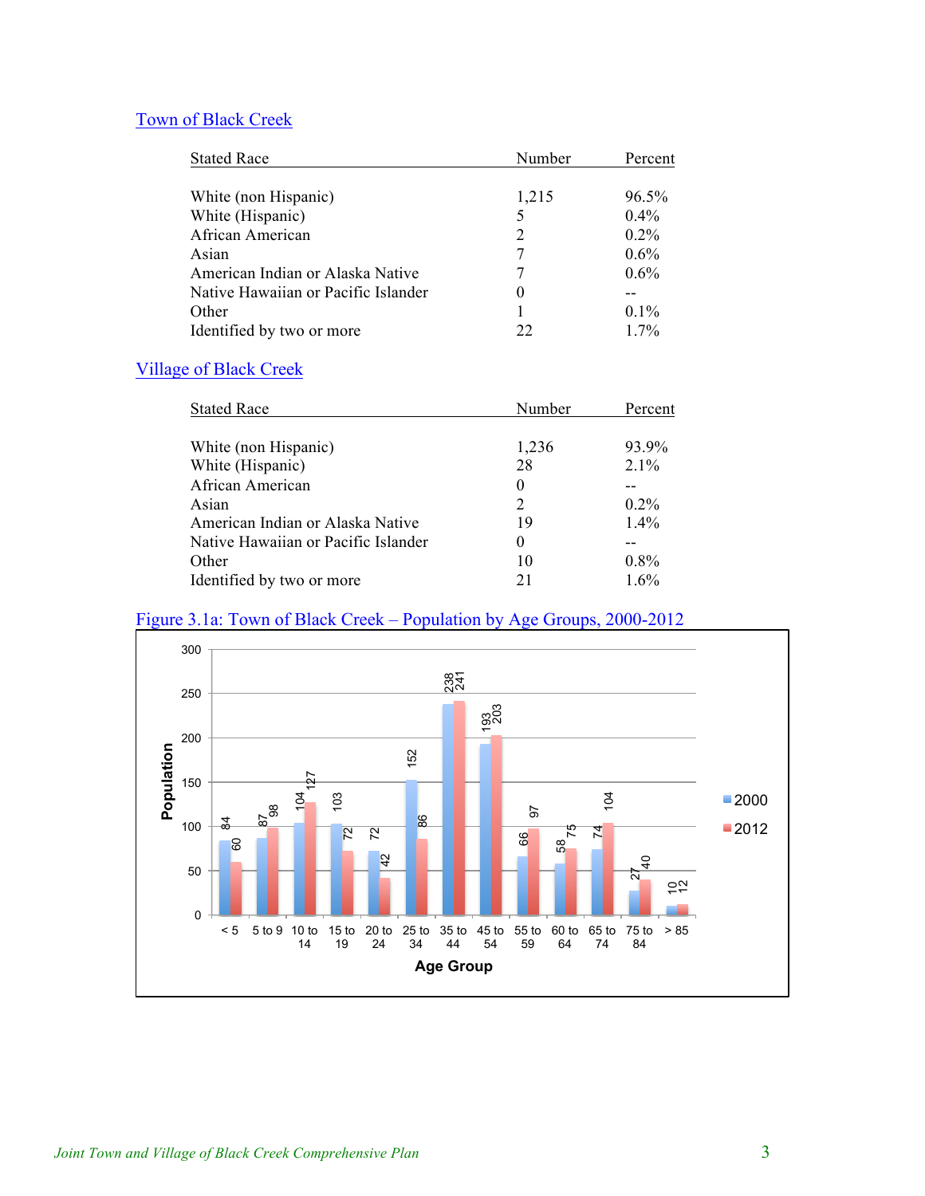## Town of Black Creek

| Stated Race | Number | Percent |
|---|---|---|
| White (non Hispanic) | 1,215 | 96.5% |
| White (Hispanic) | 5 | 0.4% |
| African American | 2 | 0.2% |
| Asian | 7 | 0.6% |
| American Indian or Alaska Native | 7 | 0.6% |
| Native Hawaiian or Pacific Islander | 0 | -- |
| Other | 1 | 0.1% |
| Identified by two or more | 22 | 1.7% |

## Village of Black Creek

| Stated Race | Number | Percent |
|---|---|---|
| White (non Hispanic) | 1,236 | 93.9% |
| White (Hispanic) | 28 | 2.1% |
| African American | 0 | -- |
| Asian | 2 | 0.2% |
| American Indian or Alaska Native | 19 | 1.4% |
| Native Hawaiian or Pacific Islander | 0 | -- |
| Other | 10 | 0.8% |
| Identified by two or more | 21 | 1.6% |

Figure 3.1a: Town of Black Creek – Population by Age Groups, 2000-2012

| Age Group | 2000 | 2012 |
|---|---|---|
| < 5 | 84 | 60 |
| 5 to 9 | 87 | 98 |
| 10 to 14 | 104 | 127 |
| 15 to 19 | 103 | 72 |
| 20 to 24 | 72 | 42 |
| 25 to 34 | 152 | 86 |
| 35 to 44 | 238 | 241 |
| 45 to 54 | 193 | 203 |
| 55 to 59 | 66 | 97 |
| 60 to 64 | 58 | 75 |
| 65 to 74 | 74 | 104 |
| 75 to 84 | 27 | 40 |
| > 85 | 10 | 12 |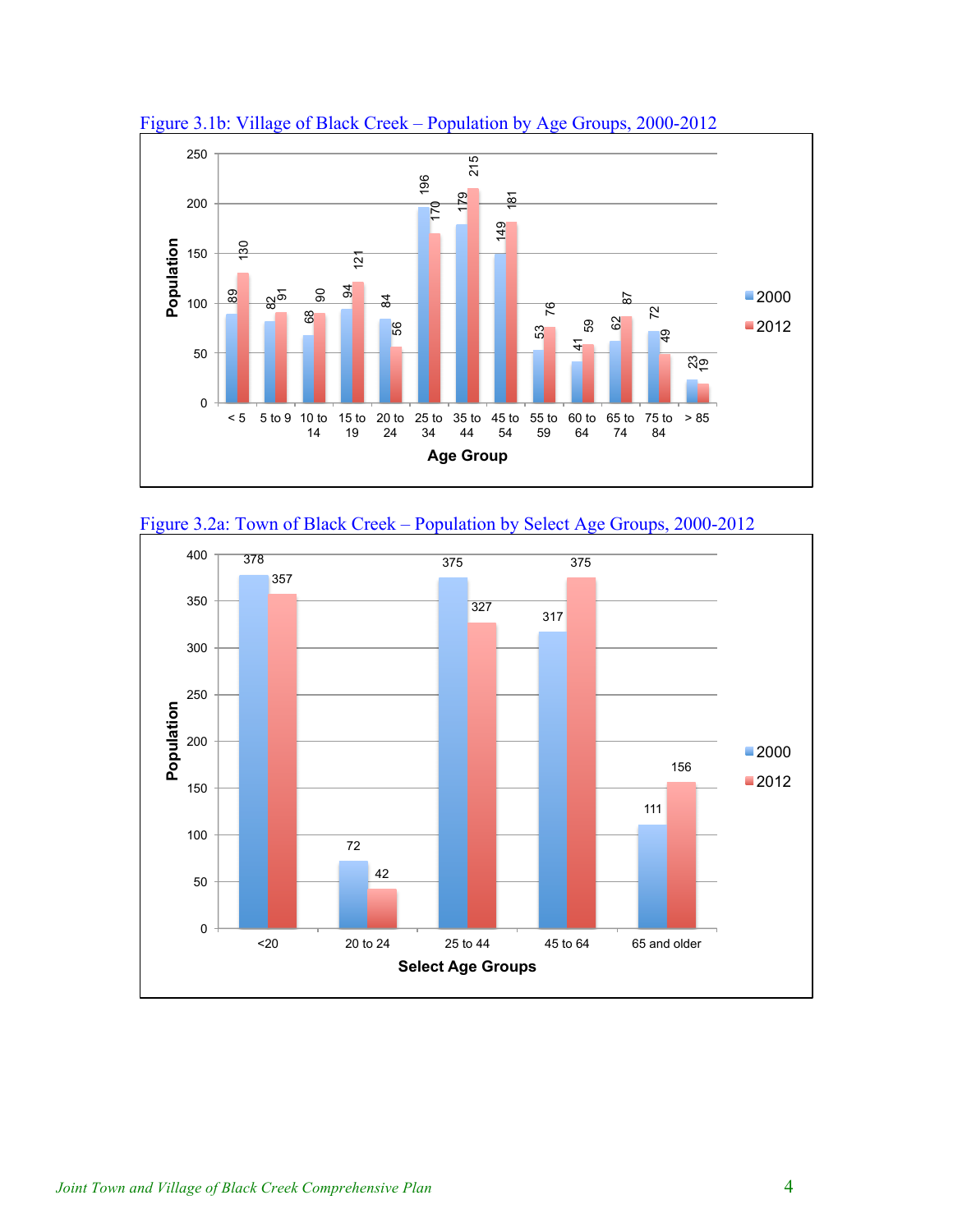Figure 3.1b: Village of Black Creek – Population by Age Groups, 2000-2012

| Age Group | 2000 | 2012 |
|---|---|---|
| < 5 | 89 | 130 |
| 5 to 9 | 82 | 91 |
| 10 to 14 | 68 | 90 |
| 15 to 19 | 94 | 121 |
| 20 to 24 | 84 | 56 |
| 25 to 34 | 196 | 170 |
| 35 to 44 | 179 | 215 |
| 45 to 54 | 149 | 181 |
| 55 to 59 | 53 | 76 |
| 60 to 64 | 41 | 59 |
| 65 to 74 | 62 | 87 |
| 75 to 84 | 72 | 49 |
| > 85 | 23 | 19 |

Figure 3.2a: Town of Black Creek – Population by Select Age Groups, 2000-2012

| Select Age Groups | 2000 | 2012 |
|---|---|---|
| <20 | 378 | 357 |
| 20 to 24 | 72 | 42 |
| 25 to 44 | 375 | 327 |
| 45 to 64 | 317 | 375 |
| 65 and older | 111 | 156 |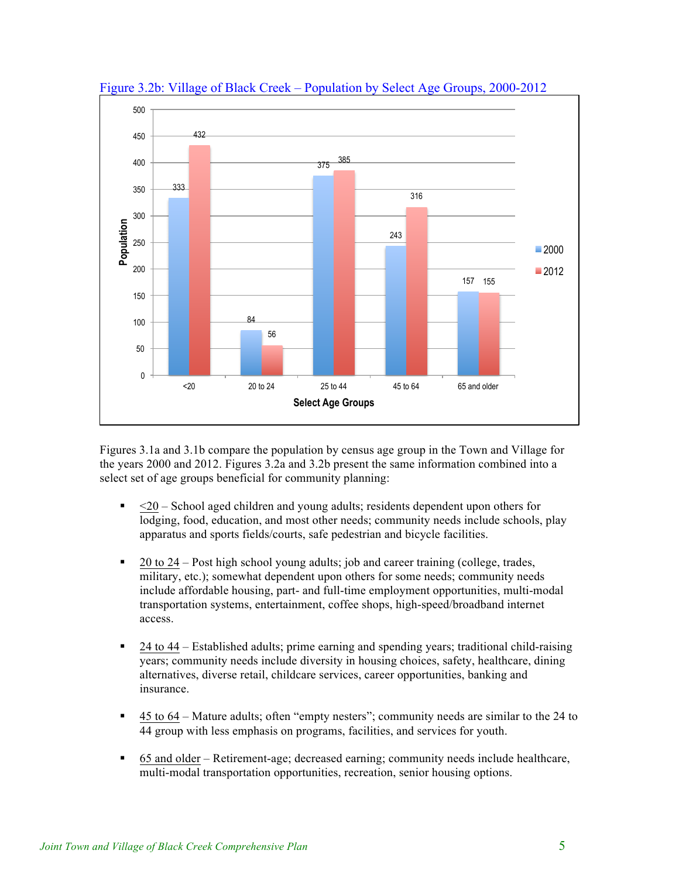Figure 3.2b: Village of Black Creek – Population by Select Age Groups, 2000-2012

| Select Age Groups | 2000 | 2012 |
|---|---|---|
| <20 | 333 | 432 |
| 20 to 24 | 84 | 56 |
| 25 to 44 | 375 | 385 |
| 45 to 64 | 243 | 316 |
| 65 and older | 157 | 155 |

Figures 3.1a and 3.1b compare the population by census age group in the Town and Village for the years 2000 and 2012. Figures 3.2a and 3.2b present the same information combined into a select set of age groups beneficial for community planning:

- <20 – School aged children and young adults; residents dependent upon others for lodging, food, education, and most other needs; community needs include schools, play apparatus and sports fields/courts, safe pedestrian and bicycle facilities.

- 20 to 24 – Post high school young adults; job and career training (college, trades, military, etc.); somewhat dependent upon others for some needs; community needs include affordable housing, part- and full-time employment opportunities, multi-modal transportation systems, entertainment, coffee shops, high-speed/broadband internet access.

- 24 to 44 – Established adults; prime earning and spending years; traditional child-raising years; community needs include diversity in housing choices, safety, healthcare, dining alternatives, diverse retail, childcare services, career opportunities, banking and insurance.

- 45 to 64 – Mature adults; often "empty nesters"; community needs are similar to the 24 to 44 group with less emphasis on programs, facilities, and services for youth.

- 65 and older – Retirement-age; decreased earning; community needs include healthcare, multi-modal transportation opportunities, recreation, senior housing options.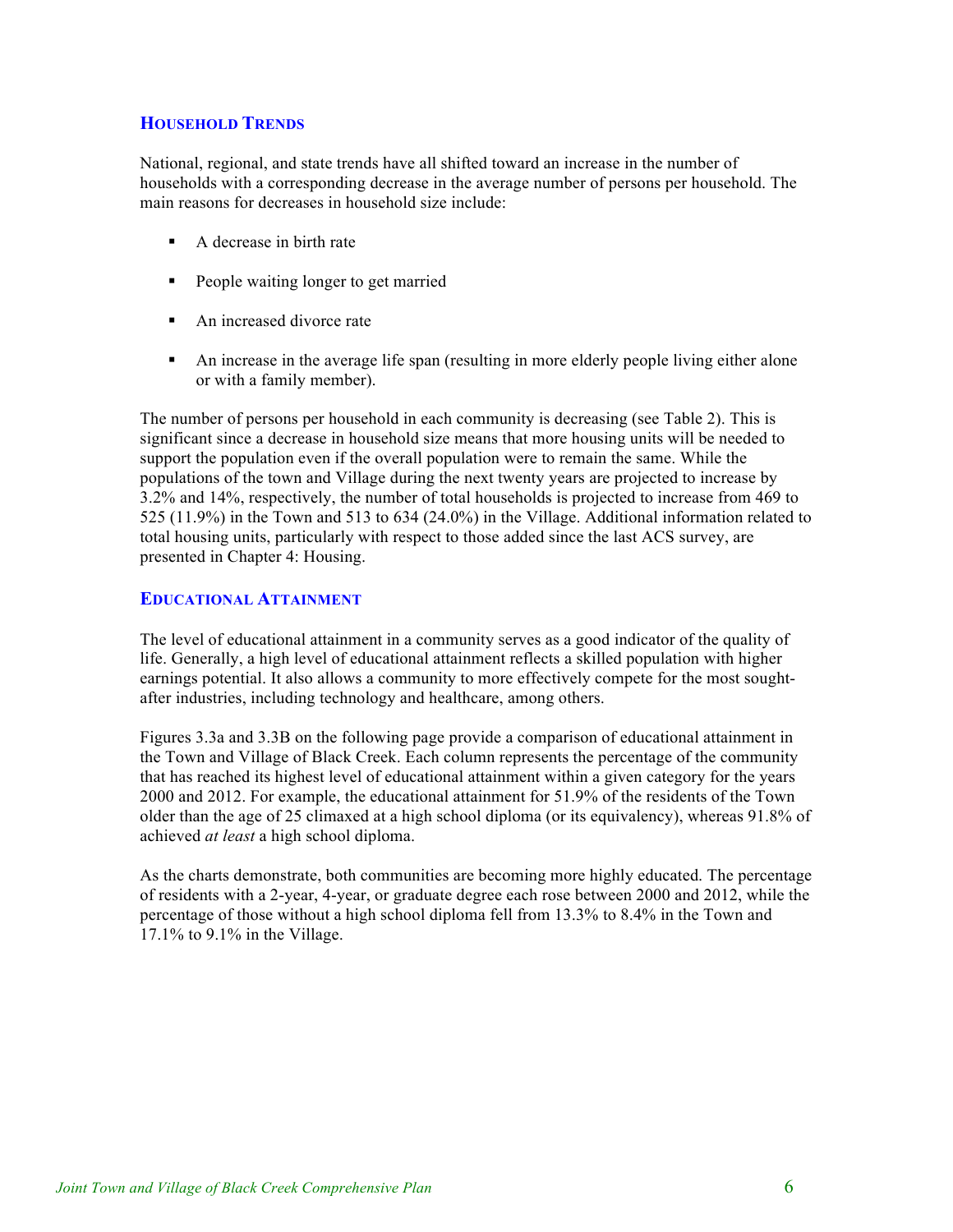## Household Trends

National, regional, and state trends have all shifted toward an increase in the number of households with a corresponding decrease in the average number of persons per household. The main reasons for decreases in household size include:

- A decrease in birth rate
- People waiting longer to get married
- An increased divorce rate
- An increase in the average life span (resulting in more elderly people living either alone or with a family member).

The number of persons per household in each community is decreasing (see Table 2). This is significant since a decrease in household size means that more housing units will be needed to support the population even if the overall population were to remain the same. While the populations of the town and Village during the next twenty years are projected to increase by 3.2% and 14%, respectively, the number of total households is projected to increase from 469 to 525 (11.9%) in the Town and 513 to 634 (24.0%) in the Village. Additional information related to total housing units, particularly with respect to those added since the last ACS survey, are presented in Chapter 4: Housing.

## Educational Attainment

The level of educational attainment in a community serves as a good indicator of the quality of life. Generally, a high level of educational attainment reflects a skilled population with higher earnings potential. It also allows a community to more effectively compete for the most sought-after industries, including technology and healthcare, among others.

Figures 3.3a and 3.3B on the following page provide a comparison of educational attainment in the Town and Village of Black Creek. Each column represents the percentage of the community that has reached its highest level of educational attainment within a given category for the years 2000 and 2012. For example, the educational attainment for 51.9% of the residents of the Town older than the age of 25 climaxed at a high school diploma (or its equivalency), whereas 91.8% of achieved *at least* a high school diploma.

As the charts demonstrate, both communities are becoming more highly educated. The percentage of residents with a 2-year, 4-year, or graduate degree each rose between 2000 and 2012, while the percentage of those without a high school diploma fell from 13.3% to 8.4% in the Town and 17.1% to 9.1% in the Village.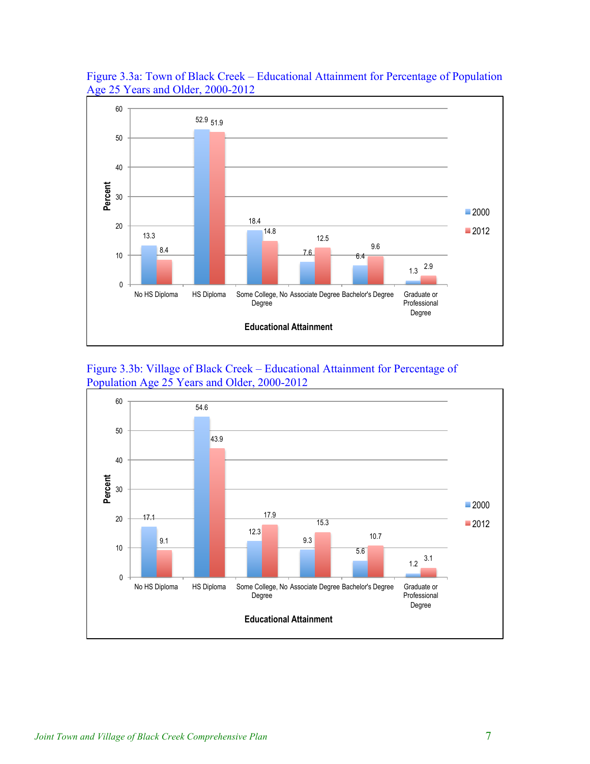Figure 3.3a: Town of Black Creek – Educational Attainment for Percentage of Population Age 25 Years and Older, 2000-2012

| Educational Attainment | 2000 | 2012 |
| --- | --- | --- |
| No HS Diploma | 13.3 | 8.4 |
| HS Diploma | 52.9 | 51.9 |
| Some College, No Degree | 18.4 | 14.8 |
| Associate Degree | 7.6 | 12.5 |
| Bachelor's Degree | 6.4 | 9.6 |
| Graduate or Professional Degree | 1.3 | 2.9 |

Figure 3.3b: Village of Black Creek – Educational Attainment for Percentage of Population Age 25 Years and Older, 2000-2012

| Educational Attainment | 2000 | 2012 |
| --- | --- | --- |
| No HS Diploma | 17.1 | 9.1 |
| HS Diploma | 54.6 | 43.9 |
| Some College, No Degree | 12.3 | 17.9 |
| Associate Degree | 9.3 | 15.3 |
| Bachelor's Degree | 5.6 | 10.7 |
| Graduate or Professional Degree | 1.2 | 3.1 |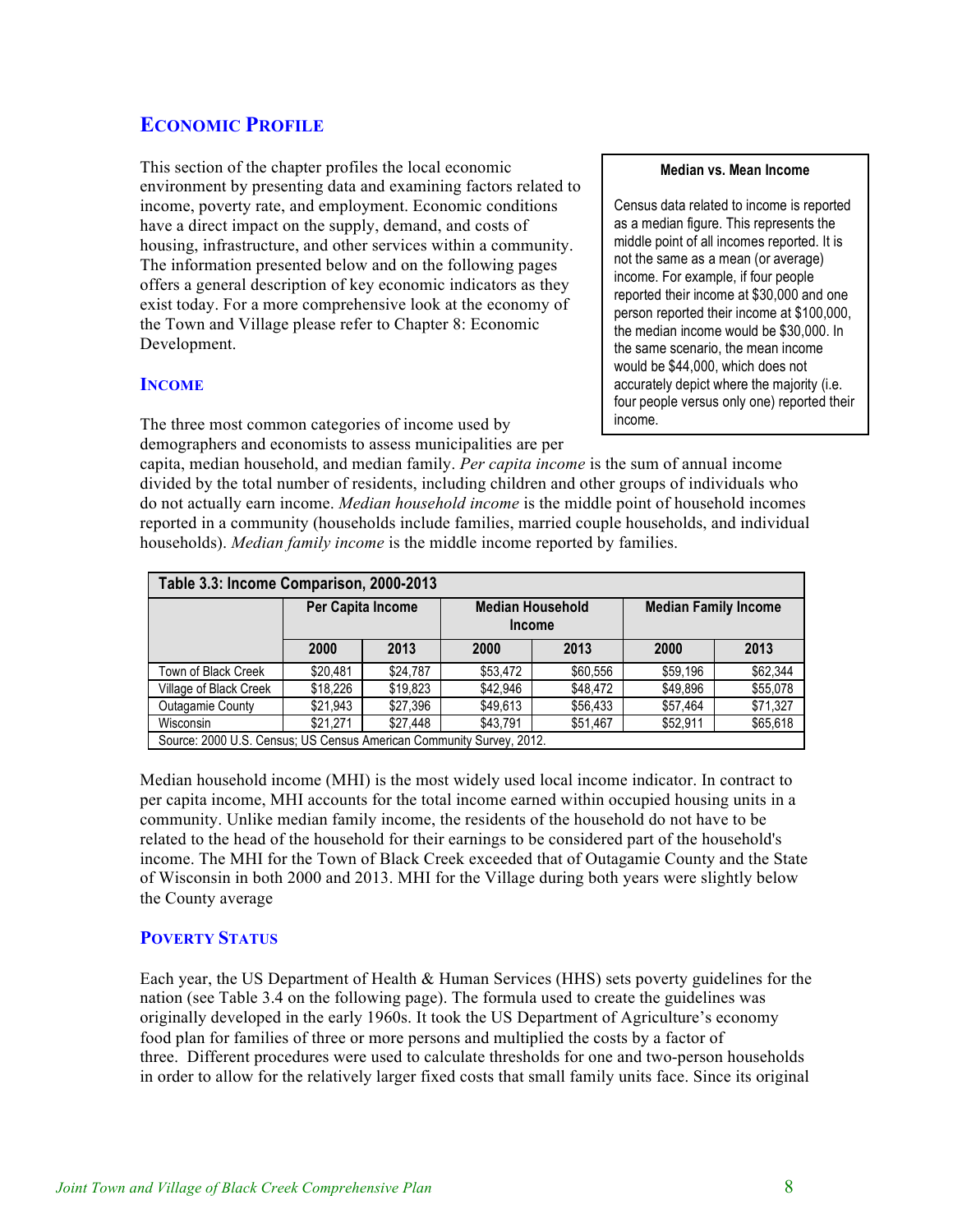## ECONOMIC PROFILE

This section of the chapter profiles the local economic environment by presenting data and examining factors related to income, poverty rate, and employment. Economic conditions have a direct impact on the supply, demand, and costs of housing, infrastructure, and other services within a community. The information presented below and on the following pages offers a general description of key economic indicators as they exist today. For a more comprehensive look at the economy of the Town and Village please refer to Chapter 8: Economic Development.

> **Median vs. Mean Income**
>
> Census data related to income is reported as a median figure. This represents the middle point of all incomes reported. It is not the same as a mean (or average) income. For example, if four people reported their income at $30,000 and one person reported their income at $100,000, the median income would be $30,000. In the same scenario, the mean income would be $44,000, which does not accurately depict where the majority (i.e. four people versus only one) reported their income.

### INCOME

The three most common categories of income used by demographers and economists to assess municipalities are per capita, median household, and median family. *Per capita income* is the sum of annual income divided by the total number of residents, including children and other groups of individuals who do not actually earn income. *Median household income* is the middle point of household incomes reported in a community (households include families, married couple households, and individual households). *Median family income* is the middle income reported by families.

**Table 3.3: Income Comparison, 2000-2013**

| | Per Capita Income | | Median Household Income | | Median Family Income | |
|---|---|---|---|---|---|---|
| | 2000 | 2013 | 2000 | 2013 | 2000 | 2013 |
| Town of Black Creek | $20,481 | $24,787 | $53,472 | $60,556 | $59,196 | $62,344 |
| Village of Black Creek | $18,226 | $19,823 | $42,946 | $48,472 | $49,896 | $55,078 |
| Outagamie County | $21,943 | $27,396 | $49,613 | $56,433 | $57,464 | $71,327 |
| Wisconsin | $21,271 | $27,448 | $43,791 | $51,467 | $52,911 | $65,618 |

Source: 2000 U.S. Census; US Census American Community Survey, 2012.

Median household income (MHI) is the most widely used local income indicator. In contract to per capita income, MHI accounts for the total income earned within occupied housing units in a community. Unlike median family income, the residents of the household do not have to be related to the head of the household for their earnings to be considered part of the household's income. The MHI for the Town of Black Creek exceeded that of Outagamie County and the State of Wisconsin in both 2000 and 2013. MHI for the Village during both years were slightly below the County average

### POVERTY STATUS

Each year, the US Department of Health & Human Services (HHS) sets poverty guidelines for the nation (see Table 3.4 on the following page). The formula used to create the guidelines was originally developed in the early 1960s. It took the US Department of Agriculture's economy food plan for families of three or more persons and multiplied the costs by a factor of three. Different procedures were used to calculate thresholds for one and two-person households in order to allow for the relatively larger fixed costs that small family units face. Since its original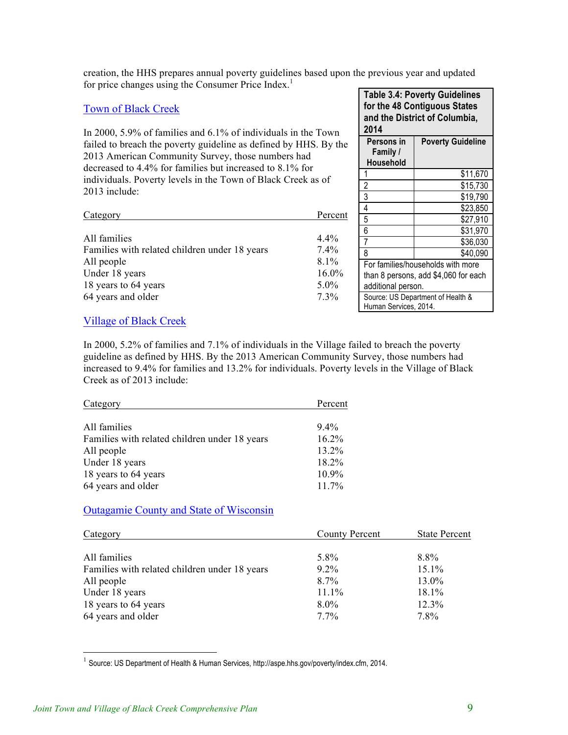creation, the HHS prepares annual poverty guidelines based upon the previous year and updated for price changes using the Consumer Price Index.[1]

| Table 3.4: Poverty Guidelines for the 48 Contiguous States and the District of Columbia, 2014 | |
|---|---|
| Persons in Family / Household | Poverty Guideline |
| 1 | $11,670 |
| 2 | $15,730 |
| 3 | $19,790 |
| 4 | $23,850 |
| 5 | $27,910 |
| 6 | $31,970 |
| 7 | $36,030 |
| 8 | $40,090 |
| For families/households with more than 8 persons, add $4,060 for each additional person. | |
| Source: US Department of Health & Human Services, 2014. | |

## Town of Black Creek

In 2000, 5.9% of families and 6.1% of individuals in the Town failed to breach the poverty guideline as defined by HHS. By the 2013 American Community Survey, those numbers had decreased to 4.4% for families but increased to 8.1% for individuals. Poverty levels in the Town of Black Creek as of 2013 include:

| Category | Percent |
|---|---|
| All families | 4.4% |
| Families with related children under 18 years | 7.4% |
| All people | 8.1% |
| Under 18 years | 16.0% |
| 18 years to 64 years | 5.0% |
| 64 years and older | 7.3% |

## Village of Black Creek

In 2000, 5.2% of families and 7.1% of individuals in the Village failed to breach the poverty guideline as defined by HHS. By the 2013 American Community Survey, those numbers had increased to 9.4% for families and 13.2% for individuals. Poverty levels in the Village of Black Creek as of 2013 include:

| Category | Percent |
|---|---|
| All families | 9.4% |
| Families with related children under 18 years | 16.2% |
| All people | 13.2% |
| Under 18 years | 18.2% |
| 18 years to 64 years | 10.9% |
| 64 years and older | 11.7% |

## Outagamie County and State of Wisconsin

| Category | County Percent | State Percent |
|---|---|---|
| All families | 5.8% | 8.8% |
| Families with related children under 18 years | 9.2% | 15.1% |
| All people | 8.7% | 13.0% |
| Under 18 years | 11.1% | 18.1% |
| 18 years to 64 years | 8.0% | 12.3% |
| 64 years and older | 7.7% | 7.8% |

[1] Source: US Department of Health & Human Services, http://aspe.hhs.gov/poverty/index.cfm, 2014.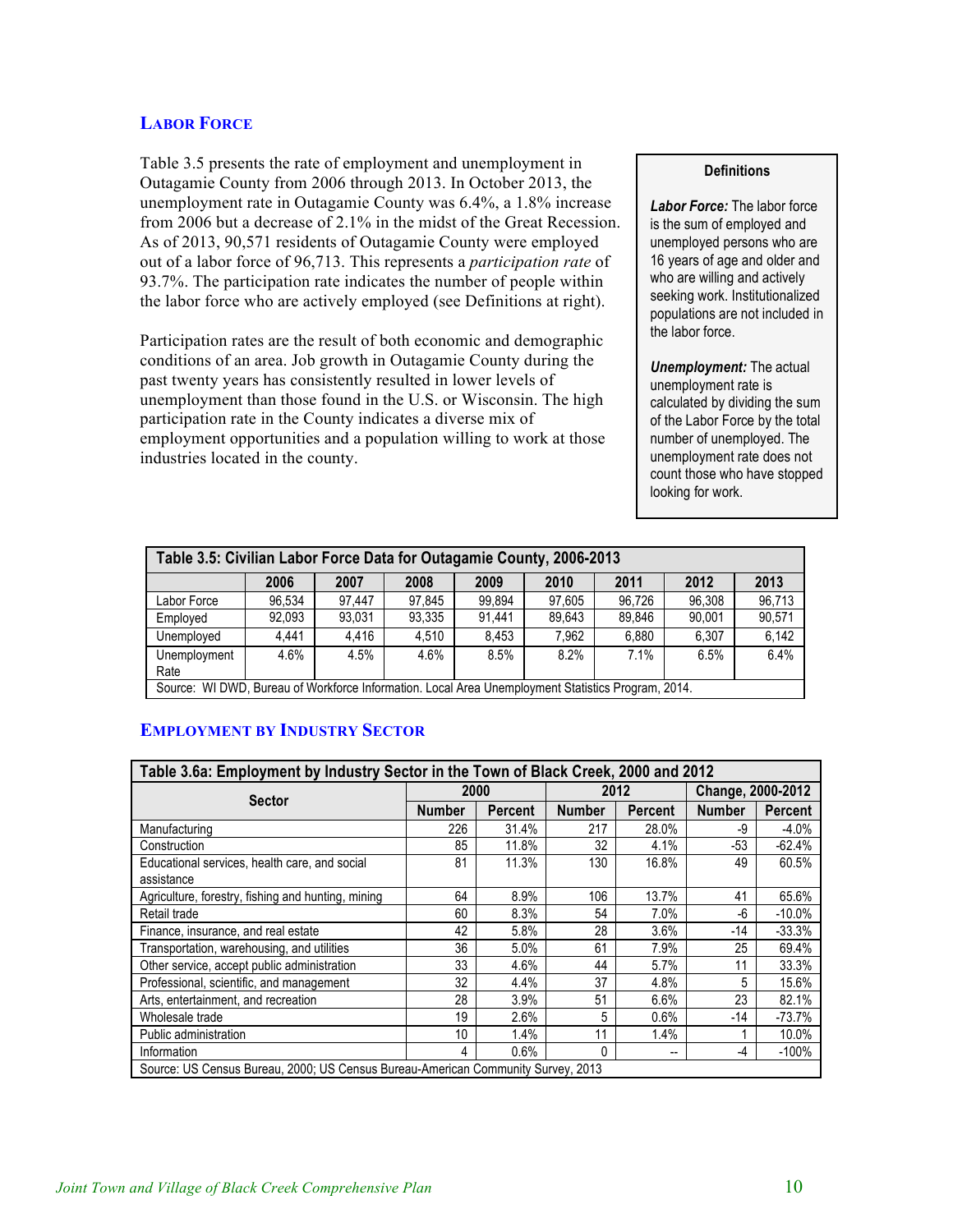## LABOR FORCE

Table 3.5 presents the rate of employment and unemployment in Outagamie County from 2006 through 2013. In October 2013, the unemployment rate in Outagamie County was 6.4%, a 1.8% increase from 2006 but a decrease of 2.1% in the midst of the Great Recession. As of 2013, 90,571 residents of Outagamie County were employed out of a labor force of 96,713. This represents a *participation rate* of 93.7%. The participation rate indicates the number of people within the labor force who are actively employed (see Definitions at right).

Participation rates are the result of both economic and demographic conditions of an area. Job growth in Outagamie County during the past twenty years has consistently resulted in lower levels of unemployment than those found in the U.S. or Wisconsin. The high participation rate in the County indicates a diverse mix of employment opportunities and a population willing to work at those industries located in the county.

**Definitions**

***Labor Force:*** The labor force is the sum of employed and unemployed persons who are 16 years of age and older and who are willing and actively seeking work. Institutionalized populations are not included in the labor force.

***Unemployment:*** The actual unemployment rate is calculated by dividing the sum of the Labor Force by the total number of unemployed. The unemployment rate does not count those who have stopped looking for work.

**Table 3.5: Civilian Labor Force Data for Outagamie County, 2006-2013**

| | 2006 | 2007 | 2008 | 2009 | 2010 | 2011 | 2012 | 2013 |
|---|---|---|---|---|---|---|---|---|
| Labor Force | 96,534 | 97,447 | 97,845 | 99,894 | 97,605 | 96,726 | 96,308 | 96,713 |
| Employed | 92,093 | 93,031 | 93,335 | 91,441 | 89,643 | 89,846 | 90,001 | 90,571 |
| Unemployed | 4,441 | 4,416 | 4,510 | 8,453 | 7,962 | 6,880 | 6,307 | 6,142 |
| Unemployment Rate | 4.6% | 4.5% | 4.6% | 8.5% | 8.2% | 7.1% | 6.5% | 6.4% |

Source: WI DWD, Bureau of Workforce Information. Local Area Unemployment Statistics Program, 2014.

## EMPLOYMENT BY INDUSTRY SECTOR

**Table 3.6a: Employment by Industry Sector in the Town of Black Creek, 2000 and 2012**

| Sector | 2000 | | 2012 | | Change, 2000-2012 | |
|---|---|---|---|---|---|---|
| | Number | Percent | Number | Percent | Number | Percent |
| Manufacturing | 226 | 31.4% | 217 | 28.0% | -9 | -4.0% |
| Construction | 85 | 11.8% | 32 | 4.1% | -53 | -62.4% |
| Educational services, health care, and social assistance | 81 | 11.3% | 130 | 16.8% | 49 | 60.5% |
| Agriculture, forestry, fishing and hunting, mining | 64 | 8.9% | 106 | 13.7% | 41 | 65.6% |
| Retail trade | 60 | 8.3% | 54 | 7.0% | -6 | -10.0% |
| Finance, insurance, and real estate | 42 | 5.8% | 28 | 3.6% | -14 | -33.3% |
| Transportation, warehousing, and utilities | 36 | 5.0% | 61 | 7.9% | 25 | 69.4% |
| Other service, accept public administration | 33 | 4.6% | 44 | 5.7% | 11 | 33.3% |
| Professional, scientific, and management | 32 | 4.4% | 37 | 4.8% | 5 | 15.6% |
| Arts, entertainment, and recreation | 28 | 3.9% | 51 | 6.6% | 23 | 82.1% |
| Wholesale trade | 19 | 2.6% | 5 | 0.6% | -14 | -73.7% |
| Public administration | 10 | 1.4% | 11 | 1.4% | 1 | 10.0% |
| Information | 4 | 0.6% | 0 | -- | -4 | -100% |

Source: US Census Bureau, 2000; US Census Bureau-American Community Survey, 2013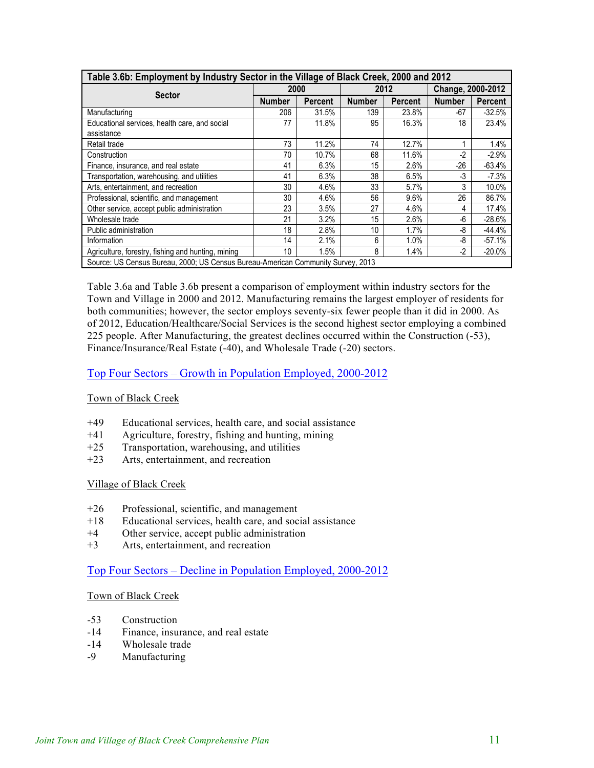| Table 3.6b: Employment by Industry Sector in the Village of Black Creek, 2000 and 2012 | | | | | | |
|---|---|---|---|---|---|---|
| Sector | 2000 | | 2012 | | Change, 2000-2012 | |
| | Number | Percent | Number | Percent | Number | Percent |
| Manufacturing | 206 | 31.5% | 139 | 23.8% | -67 | -32.5% |
| Educational services, health care, and social assistance | 77 | 11.8% | 95 | 16.3% | 18 | 23.4% |
| Retail trade | 73 | 11.2% | 74 | 12.7% | 1 | 1.4% |
| Construction | 70 | 10.7% | 68 | 11.6% | -2 | -2.9% |
| Finance, insurance, and real estate | 41 | 6.3% | 15 | 2.6% | -26 | -63.4% |
| Transportation, warehousing, and utilities | 41 | 6.3% | 38 | 6.5% | -3 | -7.3% |
| Arts, entertainment, and recreation | 30 | 4.6% | 33 | 5.7% | 3 | 10.0% |
| Professional, scientific, and management | 30 | 4.6% | 56 | 9.6% | 26 | 86.7% |
| Other service, accept public administration | 23 | 3.5% | 27 | 4.6% | 4 | 17.4% |
| Wholesale trade | 21 | 3.2% | 15 | 2.6% | -6 | -28.6% |
| Public administration | 18 | 2.8% | 10 | 1.7% | -8 | -44.4% |
| Information | 14 | 2.1% | 6 | 1.0% | -8 | -57.1% |
| Agriculture, forestry, fishing and hunting, mining | 10 | 1.5% | 8 | 1.4% | -2 | -20.0% |
| Source: US Census Bureau, 2000; US Census Bureau-American Community Survey, 2013 | | | | | | |

Table 3.6a and Table 3.6b present a comparison of employment within industry sectors for the Town and Village in 2000 and 2012. Manufacturing remains the largest employer of residents for both communities; however, the sector employs seventy-six fewer people than it did in 2000. As of 2012, Education/Healthcare/Social Services is the second highest sector employing a combined 225 people. After Manufacturing, the greatest declines occurred within the Construction (-53), Finance/Insurance/Real Estate (-40), and Wholesale Trade (-20) sectors.

## Top Four Sectors – Growth in Population Employed, 2000-2012

### Town of Black Creek

- +49 Educational services, health care, and social assistance
- +41 Agriculture, forestry, fishing and hunting, mining
- +25 Transportation, warehousing, and utilities
- +23 Arts, entertainment, and recreation

### Village of Black Creek

- +26 Professional, scientific, and management
- +18 Educational services, health care, and social assistance
- +4 Other service, accept public administration
- +3 Arts, entertainment, and recreation

## Top Four Sectors – Decline in Population Employed, 2000-2012

### Town of Black Creek

- -53 Construction
- -14 Finance, insurance, and real estate
- -14 Wholesale trade
- -9 Manufacturing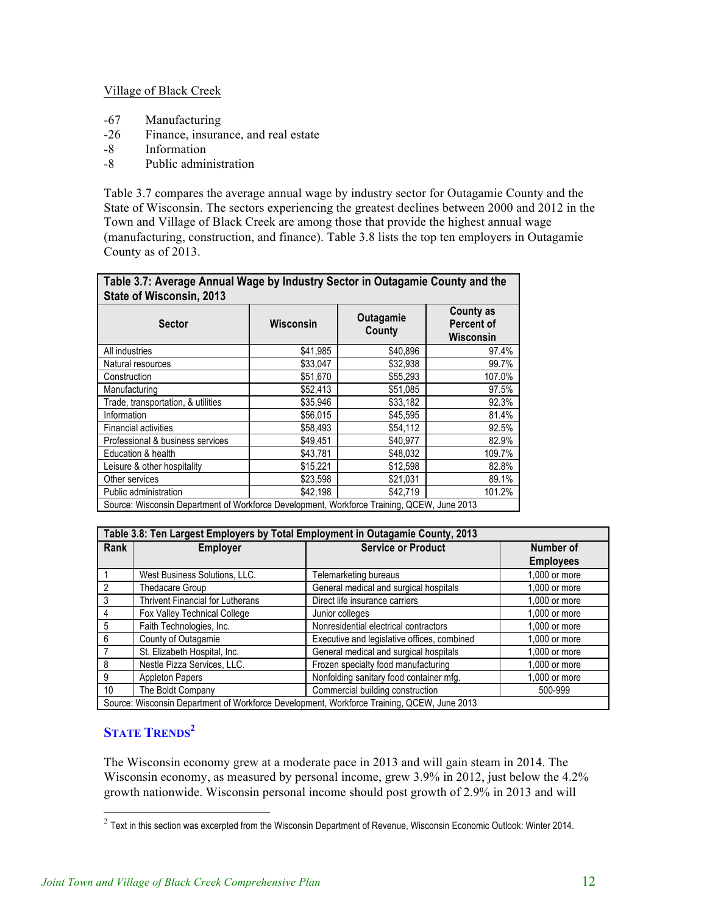Village of Black Creek

- -67 Manufacturing
- -26 Finance, insurance, and real estate
- -8 Information
- -8 Public administration

Table 3.7 compares the average annual wage by industry sector for Outagamie County and the State of Wisconsin. The sectors experiencing the greatest declines between 2000 and 2012 in the Town and Village of Black Creek are among those that provide the highest annual wage (manufacturing, construction, and finance). Table 3.8 lists the top ten employers in Outagamie County as of 2013.

**Table 3.7: Average Annual Wage by Industry Sector in Outagamie County and the State of Wisconsin, 2013**

| Sector | Wisconsin | Outagamie County | County as Percent of Wisconsin |
|---|---|---|---|
| All industries | $41,985 | $40,896 | 97.4% |
| Natural resources | $33,047 | $32,938 | 99.7% |
| Construction | $51,670 | $55,293 | 107.0% |
| Manufacturing | $52,413 | $51,085 | 97.5% |
| Trade, transportation, & utilities | $35,946 | $33,182 | 92.3% |
| Information | $56,015 | $45,595 | 81.4% |
| Financial activities | $58,493 | $54,112 | 92.5% |
| Professional & business services | $49,451 | $40,977 | 82.9% |
| Education & health | $43,781 | $48,032 | 109.7% |
| Leisure & other hospitality | $15,221 | $12,598 | 82.8% |
| Other services | $23,598 | $21,031 | 89.1% |
| Public administration | $42,198 | $42,719 | 101.2% |

Source: Wisconsin Department of Workforce Development, Workforce Training, QCEW, June 2013

**Table 3.8: Ten Largest Employers by Total Employment in Outagamie County, 2013**

| Rank | Employer | Service or Product | Number of Employees |
|---|---|---|---|
| 1 | West Business Solutions, LLC. | Telemarketing bureaus | 1,000 or more |
| 2 | Thedacare Group | General medical and surgical hospitals | 1,000 or more |
| 3 | Thrivent Financial for Lutherans | Direct life insurance carriers | 1,000 or more |
| 4 | Fox Valley Technical College | Junior colleges | 1,000 or more |
| 5 | Faith Technologies, Inc. | Nonresidential electrical contractors | 1,000 or more |
| 6 | County of Outagamie | Executive and legislative offices, combined | 1,000 or more |
| 7 | St. Elizabeth Hospital, Inc. | General medical and surgical hospitals | 1,000 or more |
| 8 | Nestle Pizza Services, LLC. | Frozen specialty food manufacturing | 1,000 or more |
| 9 | Appleton Papers | Nonfolding sanitary food container mfg. | 1,000 or more |
| 10 | The Boldt Company | Commercial building construction | 500-999 |

Source: Wisconsin Department of Workforce Development, Workforce Training, QCEW, June 2013

## State Trends[2]

The Wisconsin economy grew at a moderate pace in 2013 and will gain steam in 2014. The Wisconsin economy, as measured by personal income, grew 3.9% in 2012, just below the 4.2% growth nationwide. Wisconsin personal income should post growth of 2.9% in 2013 and will

[2] Text in this section was excerpted from the Wisconsin Department of Revenue, Wisconsin Economic Outlook: Winter 2014.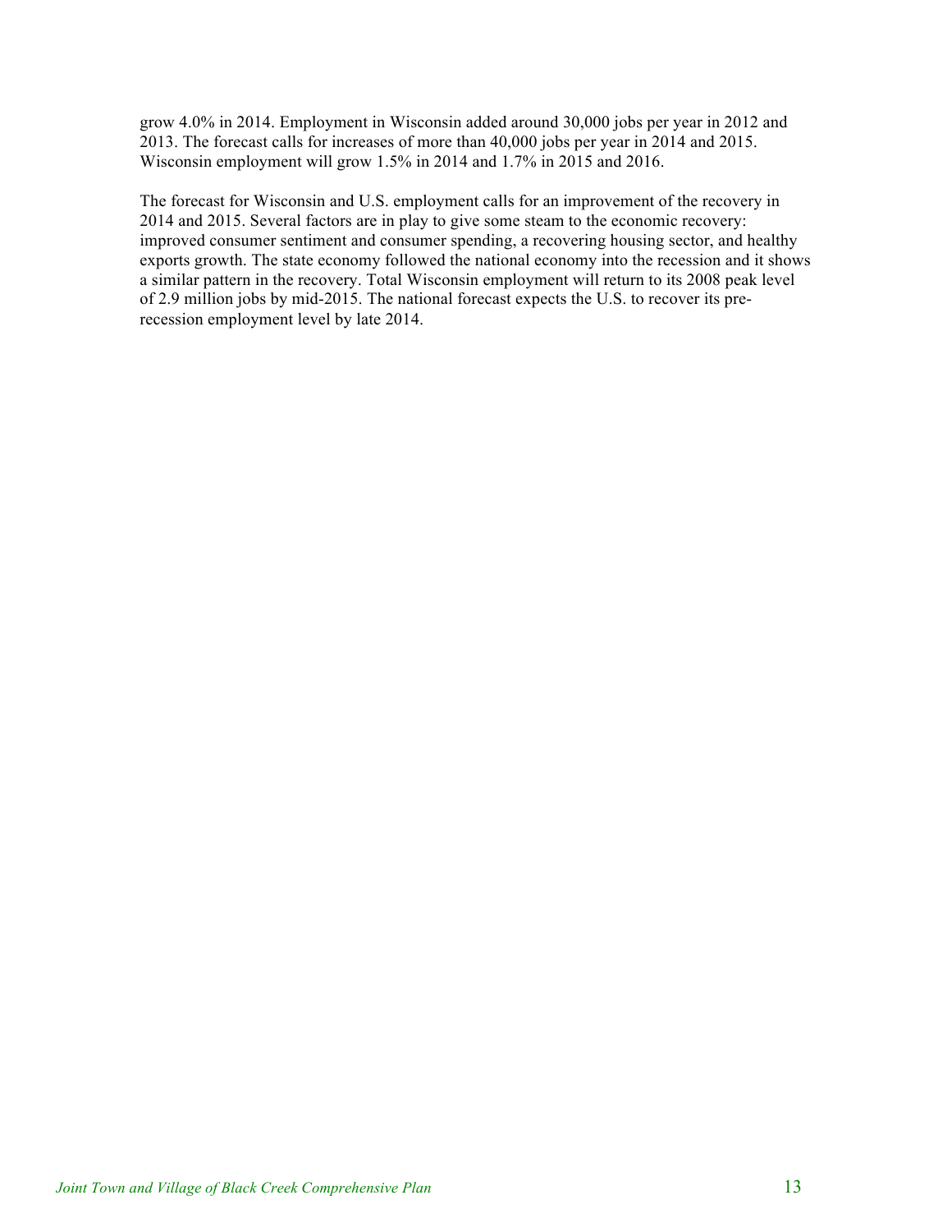grow 4.0% in 2014. Employment in Wisconsin added around 30,000 jobs per year in 2012 and 2013. The forecast calls for increases of more than 40,000 jobs per year in 2014 and 2015. Wisconsin employment will grow 1.5% in 2014 and 1.7% in 2015 and 2016.

The forecast for Wisconsin and U.S. employment calls for an improvement of the recovery in 2014 and 2015. Several factors are in play to give some steam to the economic recovery: improved consumer sentiment and consumer spending, a recovering housing sector, and healthy exports growth. The state economy followed the national economy into the recession and it shows a similar pattern in the recovery. Total Wisconsin employment will return to its 2008 peak level of 2.9 million jobs by mid-2015. The national forecast expects the U.S. to recover its pre-recession employment level by late 2014.